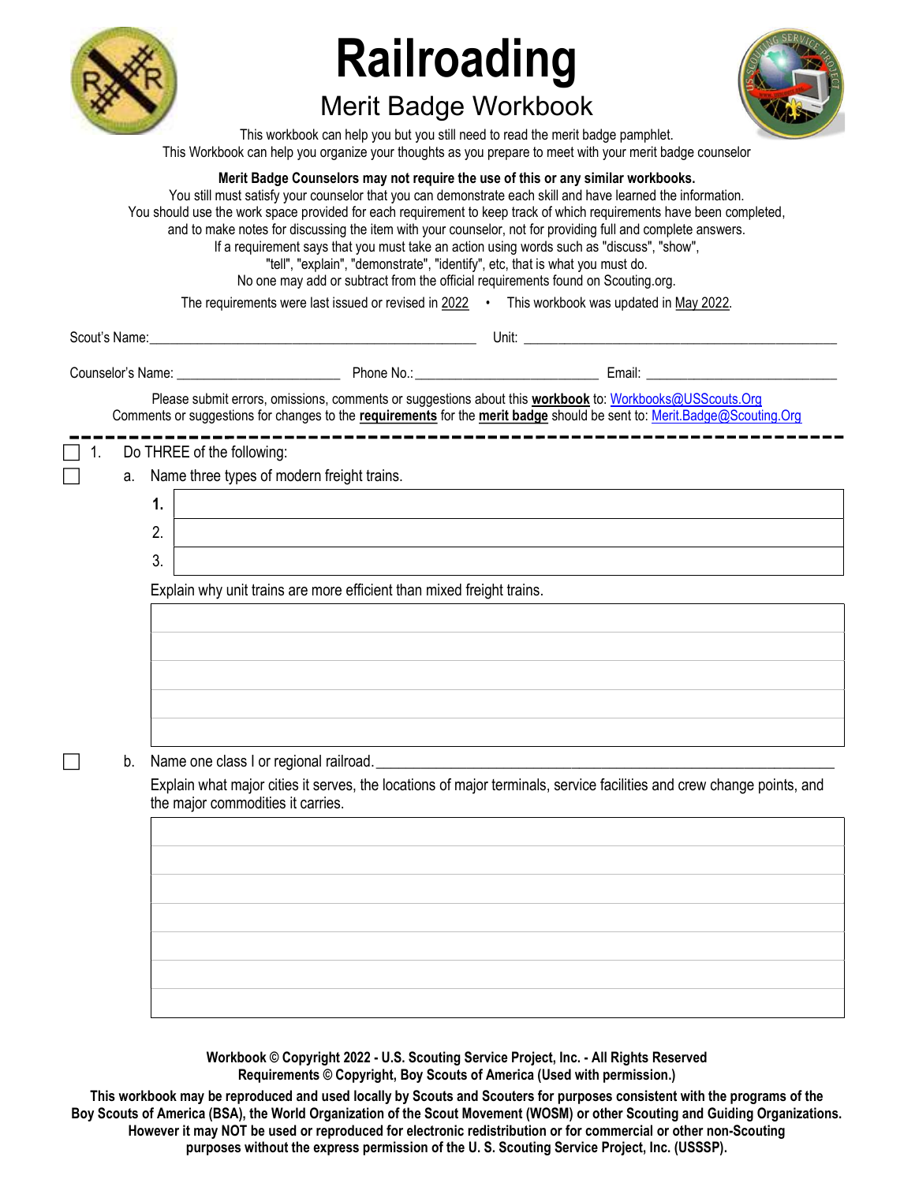# Railroading

## Merit Badge Workbook

This workbook can help you but you still need to read the merit badge pamphlet.
This Workbook can help you organize your thoughts as you prepare to meet with your merit badge counselor

**Merit Badge Counselors may not require the use of this or any similar workbooks.**
You still must satisfy your counselor that you can demonstrate each skill and have learned the information.
You should use the work space provided for each requirement to keep track of which requirements have been completed, and to make notes for discussing the item with your counselor, not for providing full and complete answers.
If a requirement says that you must take an action using words such as "discuss", "show", "tell", "explain", "demonstrate", "identify", etc, that is what you must do.
No one may add or subtract from the official requirements found on Scouting.org.

The requirements were last issued or revised in 2022 • This workbook was updated in May 2022.

Scout's Name:________________________________ Unit: ________________________________

Counselor's Name: ____________________ Phone No.:______________________ Email: ______________________

Please submit errors, omissions, comments or suggestions about this **workbook** to: Workbooks@USScouts.Org
Comments or suggestions for changes to the **requirements** for the **merit badge** should be sent to: Merit.Badge@Scouting.Org

---

☐ 1. Do THREE of the following:

☐ a. Name three types of modern freight trains.

| | |
|---|---|
| **1.** | |
| 2. | |
| 3. | |

Explain why unit trains are more efficient than mixed freight trains.

☐ b. Name one class I or regional railroad. ________________________________

Explain what major cities it serves, the locations of major terminals, service facilities and crew change points, and the major commodities it carries.

**Workbook © Copyright 2022 - U.S. Scouting Service Project, Inc. - All Rights Reserved**
**Requirements © Copyright, Boy Scouts of America (Used with permission.)**

**This workbook may be reproduced and used locally by Scouts and Scouters for purposes consistent with the programs of the Boy Scouts of America (BSA), the World Organization of the Scout Movement (WOSM) or other Scouting and Guiding Organizations. However it may NOT be used or reproduced for electronic redistribution or for commercial or other non-Scouting purposes without the express permission of the U. S. Scouting Service Project, Inc. (USSSP).**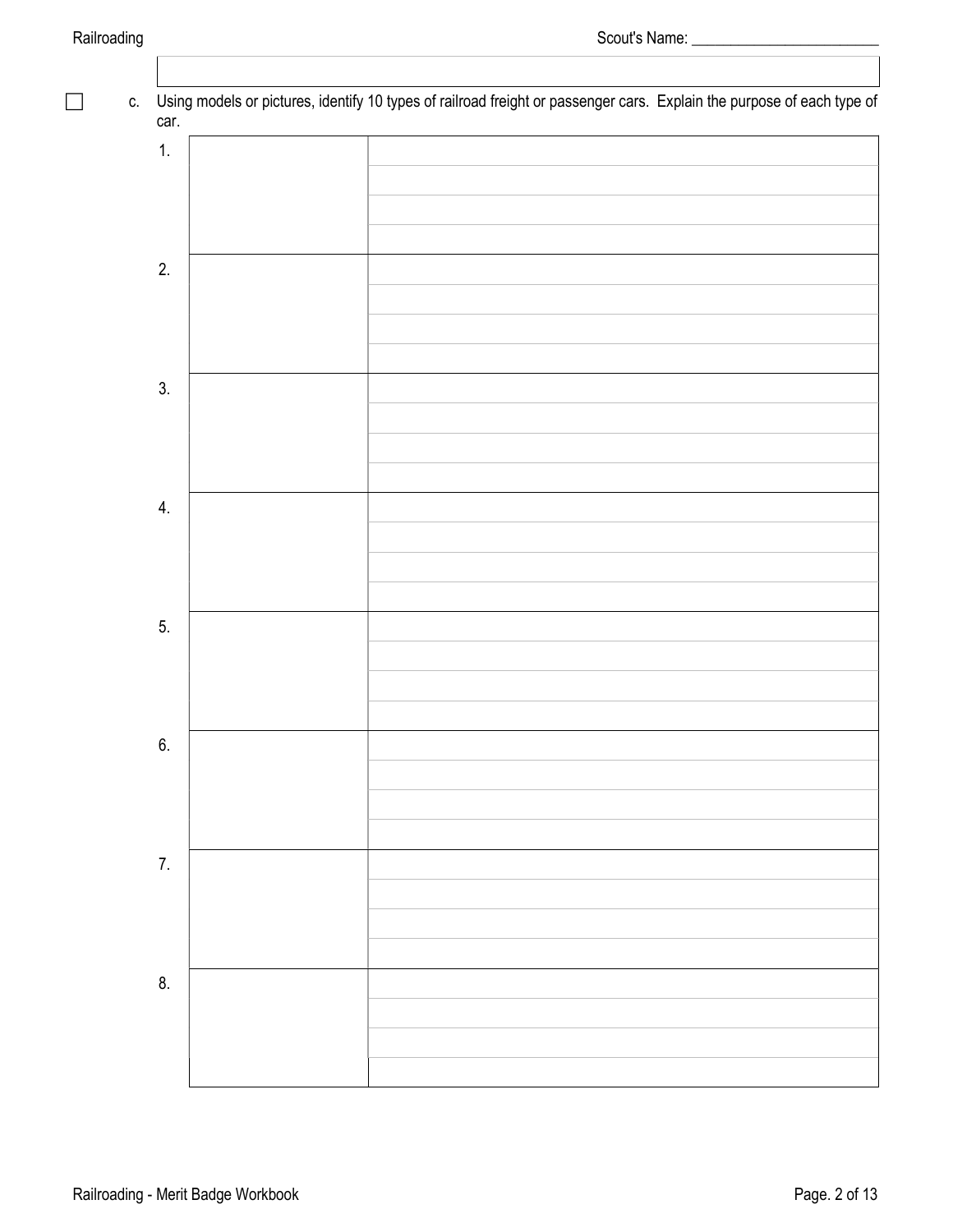☐ c. Using models or pictures, identify 10 types of railroad freight or passenger cars. Explain the purpose of each type of car.

| | | |
|---|---|---|
| 1. | | |
| 2. | | |
| 3. | | |
| 4. | | |
| 5. | | |
| 6. | | |
| 7. | | |
| 8. | | |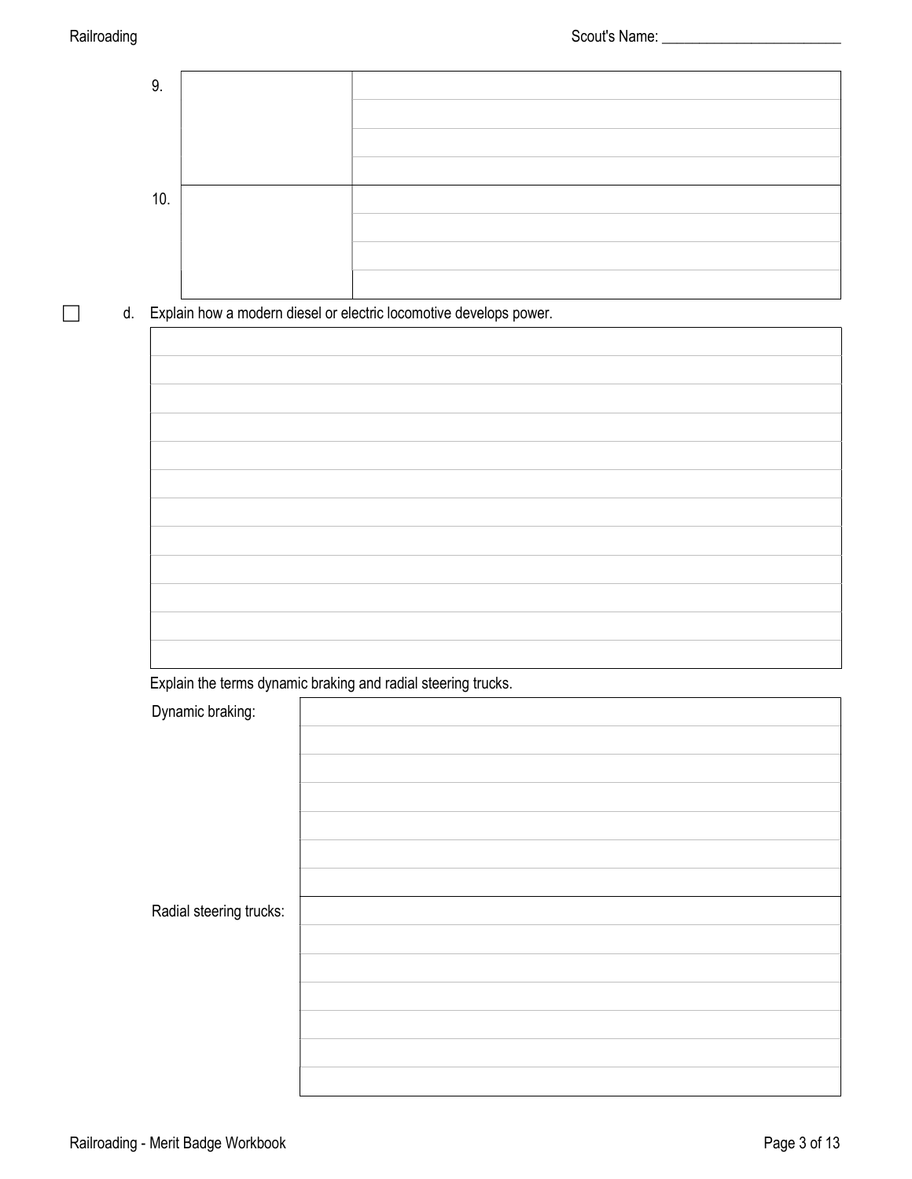| | | |
|---|---|---|
| 9. | | |
| 10. | | |

☐ d. Explain how a modern diesel or electric locomotive develops power.

| |
|---|
| |

Explain the terms dynamic braking and radial steering trucks.

| | |
|---|---|
| Dynamic braking: | |
| Radial steering trucks: | |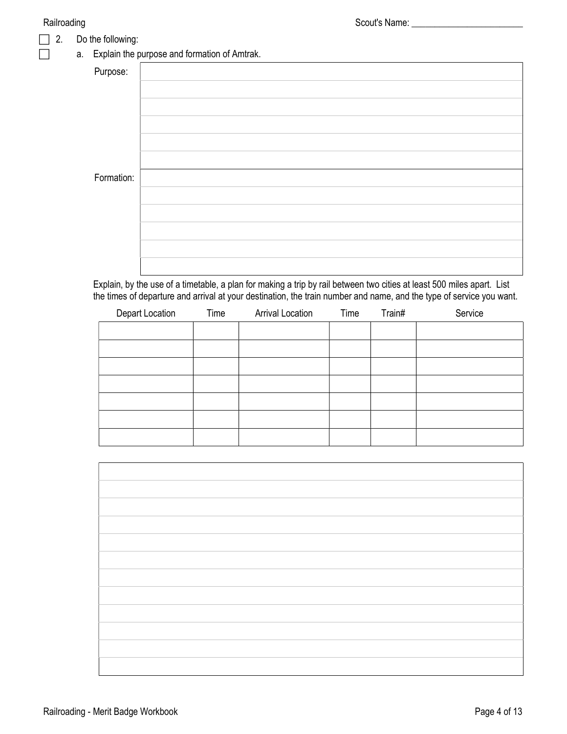☐ 2. Do the following:

☐ a. Explain the purpose and formation of Amtrak.

| Purpose: | |
|---|---|
| | |
| | |
| | |
| | |
| | |
| **Formation:** | |
| | |
| | |
| | |
| | |
| | |

Explain, by the use of a timetable, a plan for making a trip by rail between two cities at least 500 miles apart. List the times of departure and arrival at your destination, the train number and name, and the type of service you want.

| Depart Location | Time | Arrival Location | Time | Train# | Service |
|---|---|---|---|---|---|
| | | | | | |
| | | | | | |
| | | | | | |
| | | | | | |
| | | | | | |
| | | | | | |
| | | | | | |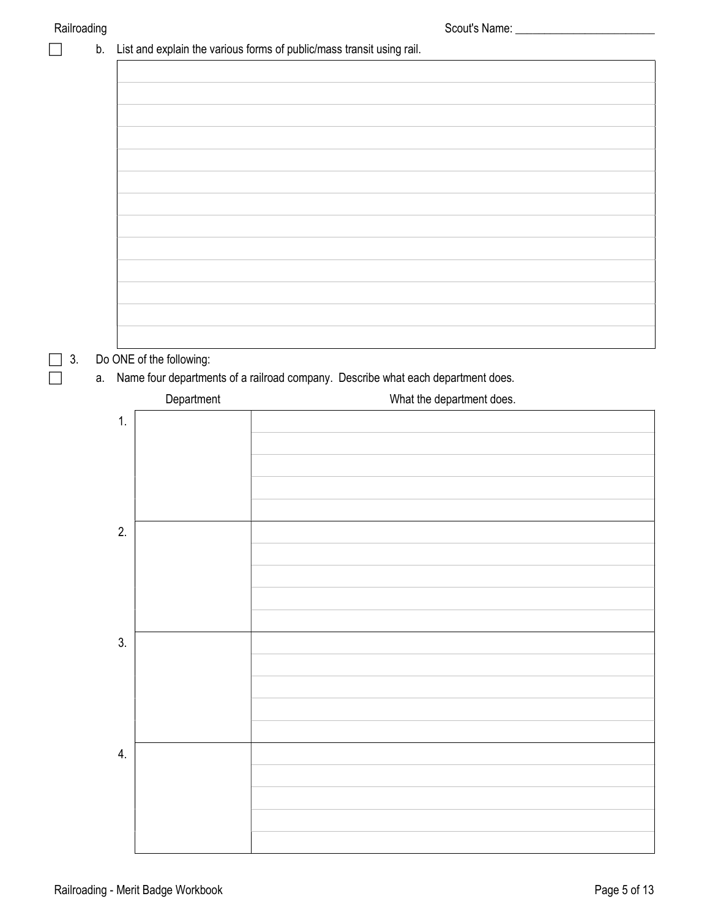☐ b. List and explain the various forms of public/mass transit using rail.

| |
|---|
| |
| |
| |
| |
| |
| |
| |
| |
| |
| |
| |
| |

☐ 3. Do ONE of the following:

☐ a. Name four departments of a railroad company. Describe what each department does.

| | Department | What the department does. |
|---|---|---|
| 1. | | |
| 2. | | |
| 3. | | |
| 4. | | |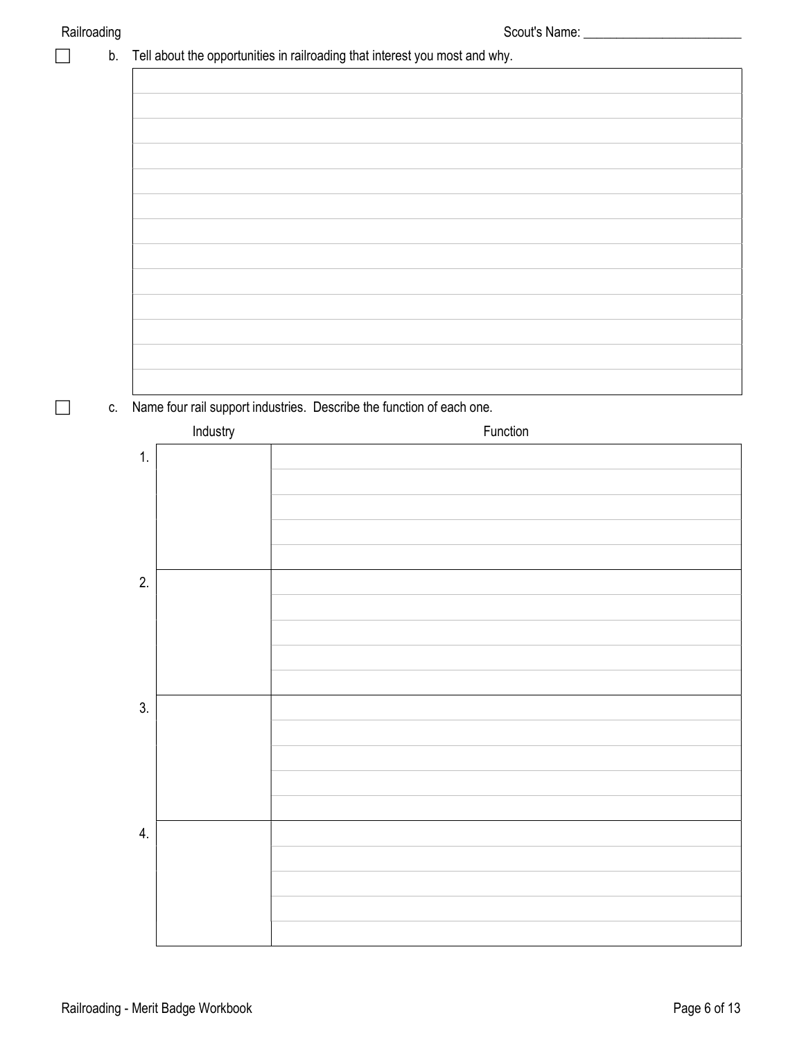- [ ] b. Tell about the opportunities in railroading that interest you most and why.

- [ ] c. Name four rail support industries. Describe the function of each one.

| | Industry | Function |
|---|---|---|
| 1. | | |
| 2. | | |
| 3. | | |
| 4. | | |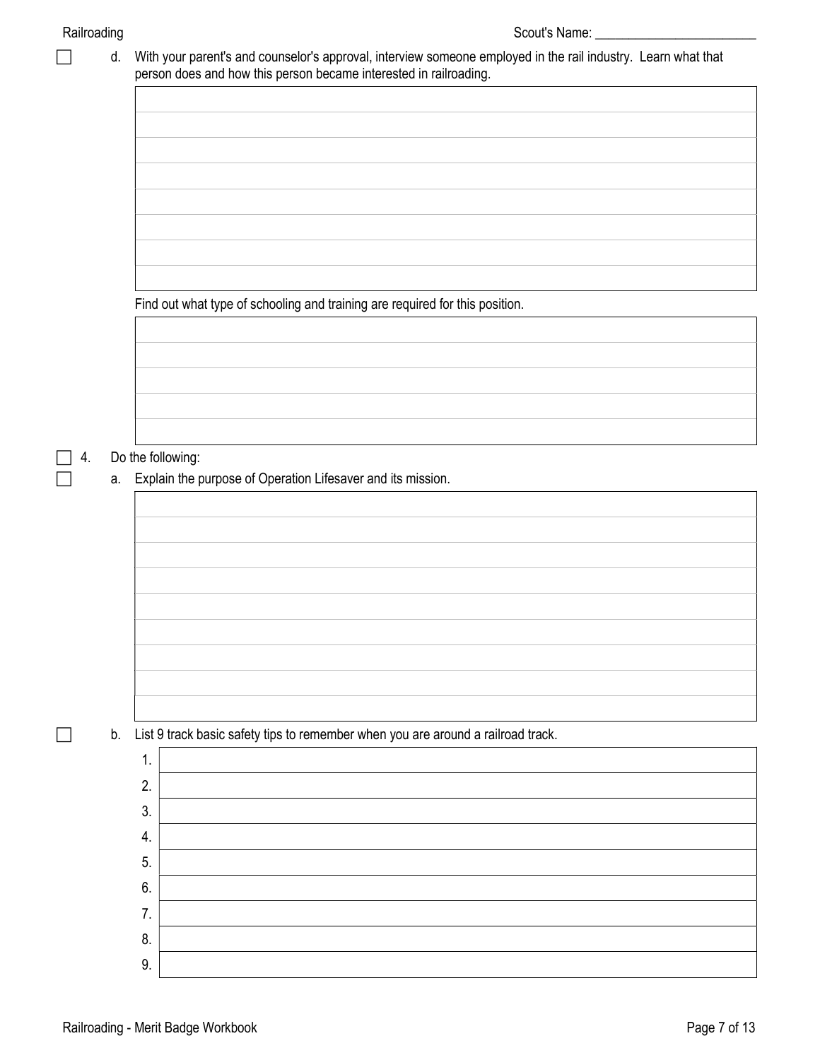Scout's Name: ________________________

☐ d. With your parent's and counselor's approval, interview someone employed in the rail industry. Learn what that person does and how this person became interested in railroading.

Find out what type of schooling and training are required for this position.

☐ 4. Do the following:

☐ a. Explain the purpose of Operation Lifesaver and its mission.

☐ b. List 9 track basic safety tips to remember when you are around a railroad track.

1.
2.
3.
4.
5.
6.
7.
8.
9.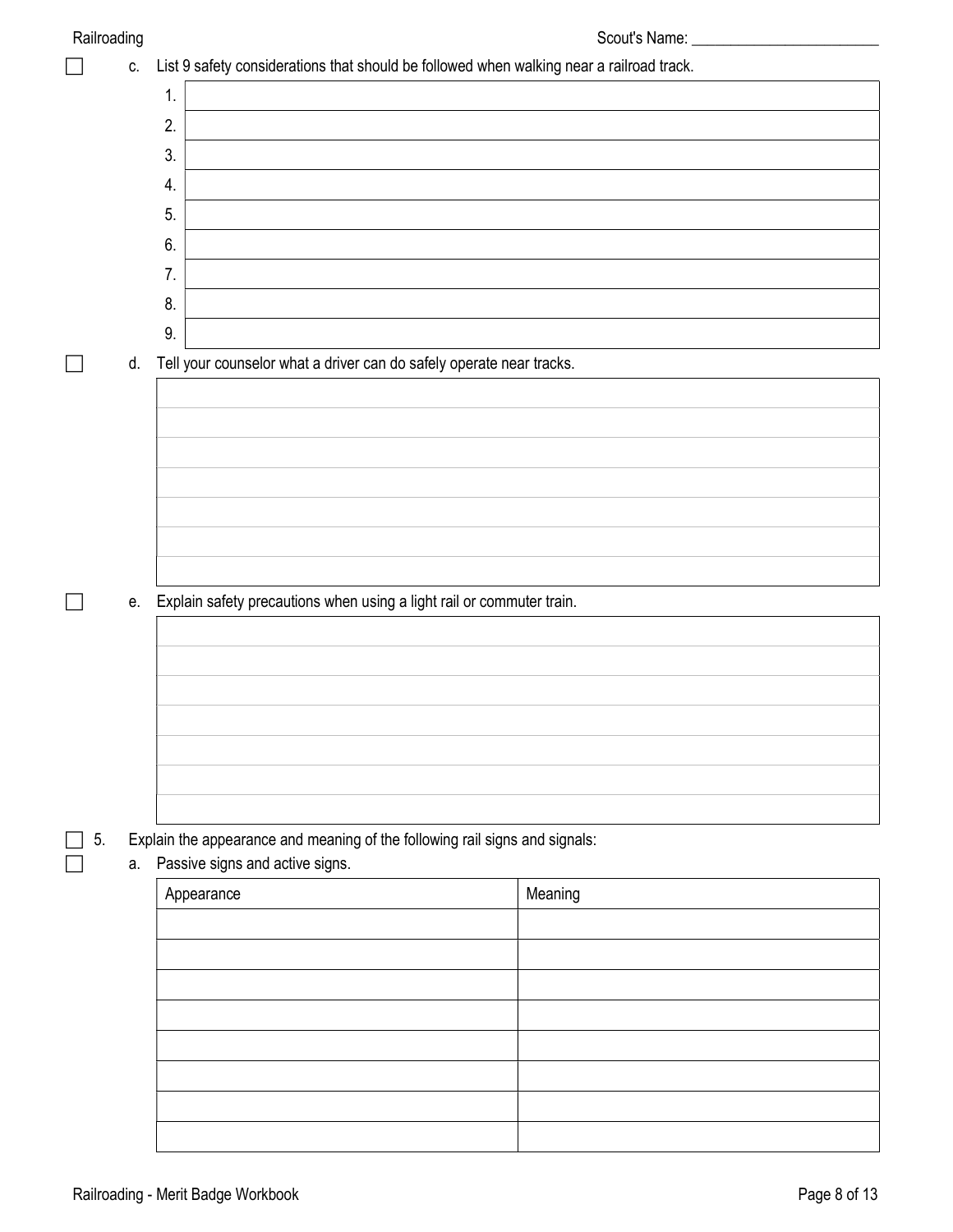☐ c. List 9 safety considerations that should be followed when walking near a railroad track.

| | |
|---|---|
| 1. | |
| 2. | |
| 3. | |
| 4. | |
| 5. | |
| 6. | |
| 7. | |
| 8. | |
| 9. | |

☐ d. Tell your counselor what a driver can do safely operate near tracks.

☐ e. Explain safety precautions when using a light rail or commuter train.

☐ 5. Explain the appearance and meaning of the following rail signs and signals:

☐ a. Passive signs and active signs.

| Appearance | Meaning |
|---|---|
| | |
| | |
| | |
| | |
| | |
| | |
| | |
| | |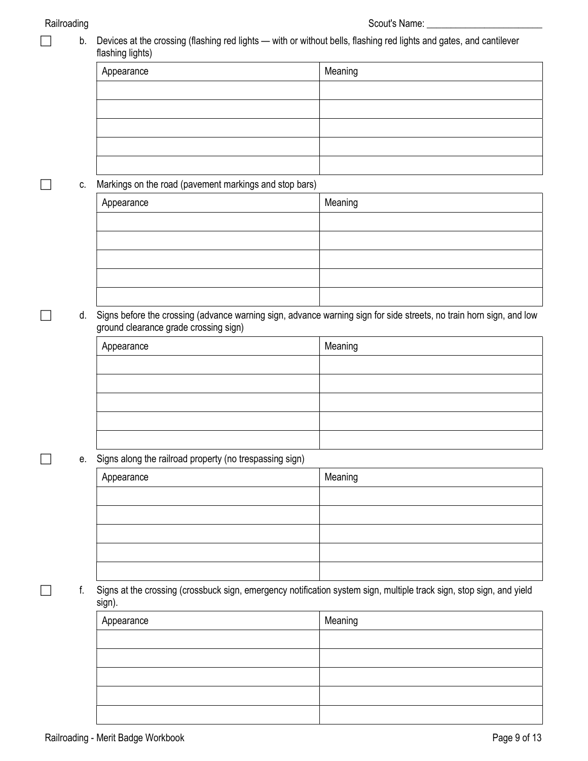☐ b. Devices at the crossing (flashing red lights — with or without bells, flashing red lights and gates, and cantilever flashing lights)

| Appearance | Meaning |
|---|---|
| | |
| | |
| | |
| | |
| | |

☐ c. Markings on the road (pavement markings and stop bars)

| Appearance | Meaning |
|---|---|
| | |
| | |
| | |
| | |
| | |

☐ d. Signs before the crossing (advance warning sign, advance warning sign for side streets, no train horn sign, and low ground clearance grade crossing sign)

| Appearance | Meaning |
|---|---|
| | |
| | |
| | |
| | |
| | |

☐ e. Signs along the railroad property (no trespassing sign)

| Appearance | Meaning |
|---|---|
| | |
| | |
| | |
| | |
| | |

☐ f. Signs at the crossing (crossbuck sign, emergency notification system sign, multiple track sign, stop sign, and yield sign).

| Appearance | Meaning |
|---|---|
| | |
| | |
| | |
| | |
| | |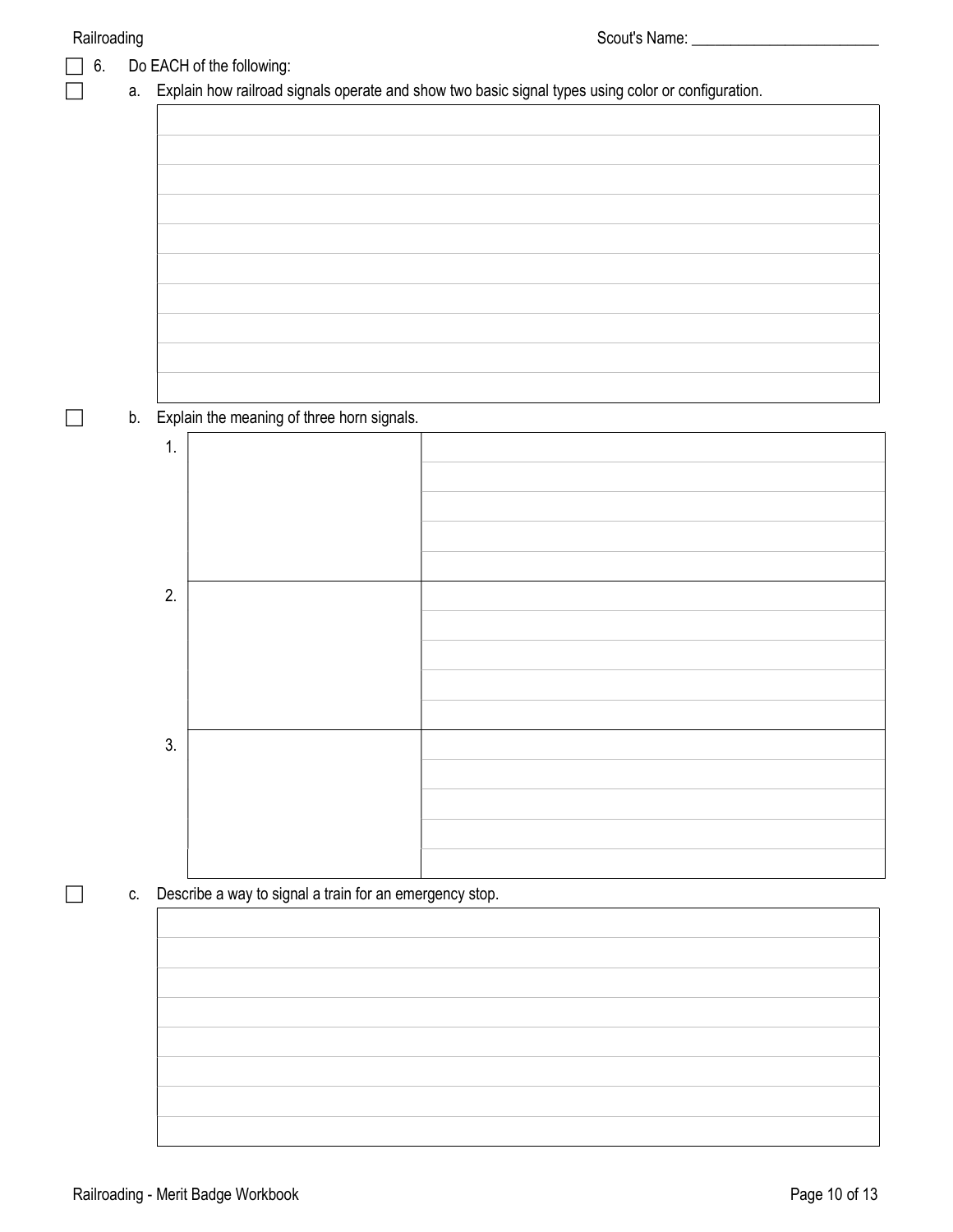Scout's Name: ________________________

☐ 6. Do EACH of the following:

☐ a. Explain how railroad signals operate and show two basic signal types using color or configuration.

☐ b. Explain the meaning of three horn signals.

| | | |
|---|---|---|
| 1. | | |
| 2. | | |
| 3. | | |

☐ c. Describe a way to signal a train for an emergency stop.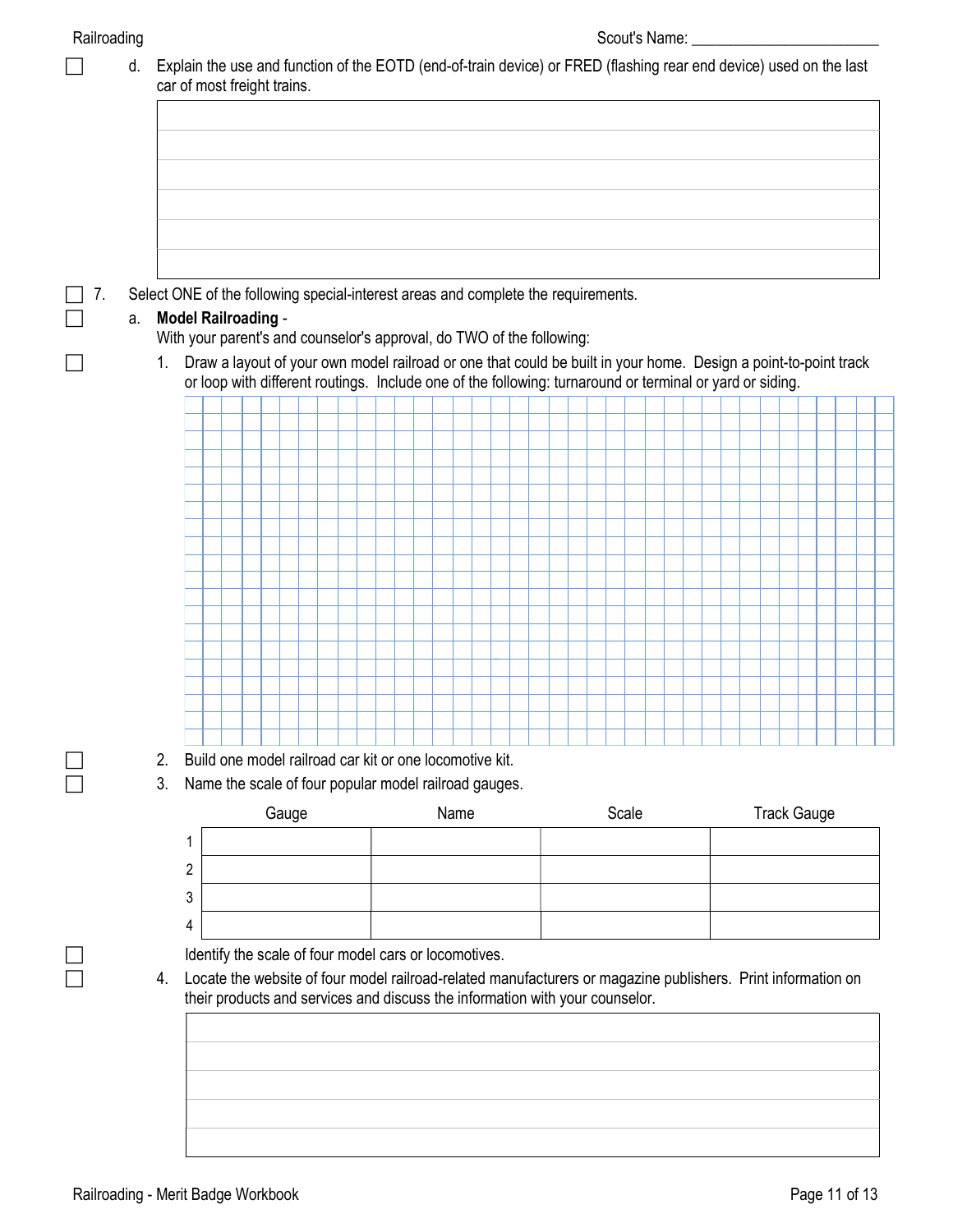Scout's Name: ________________________

☐ d. Explain the use and function of the EOTD (end-of-train device) or FRED (flashing rear end device) used on the last car of most freight trains.

☐ 7. Select ONE of the following special-interest areas and complete the requirements.

☐ a. **Model Railroading** -
With your parent's and counselor's approval, do TWO of the following:

☐ 1. Draw a layout of your own model railroad or one that could be built in your home. Design a point-to-point track or loop with different routings. Include one of the following: turnaround or terminal or yard or siding.

☐ 2. Build one model railroad car kit or one locomotive kit.

☐ 3. Name the scale of four popular model railroad gauges.

| | Gauge | Name | Scale | Track Gauge |
|---|---|---|---|---|
| 1 | | | | |
| 2 | | | | |
| 3 | | | | |
| 4 | | | | |

☐ Identify the scale of four model cars or locomotives.

☐ 4. Locate the website of four model railroad-related manufacturers or magazine publishers. Print information on their products and services and discuss the information with your counselor.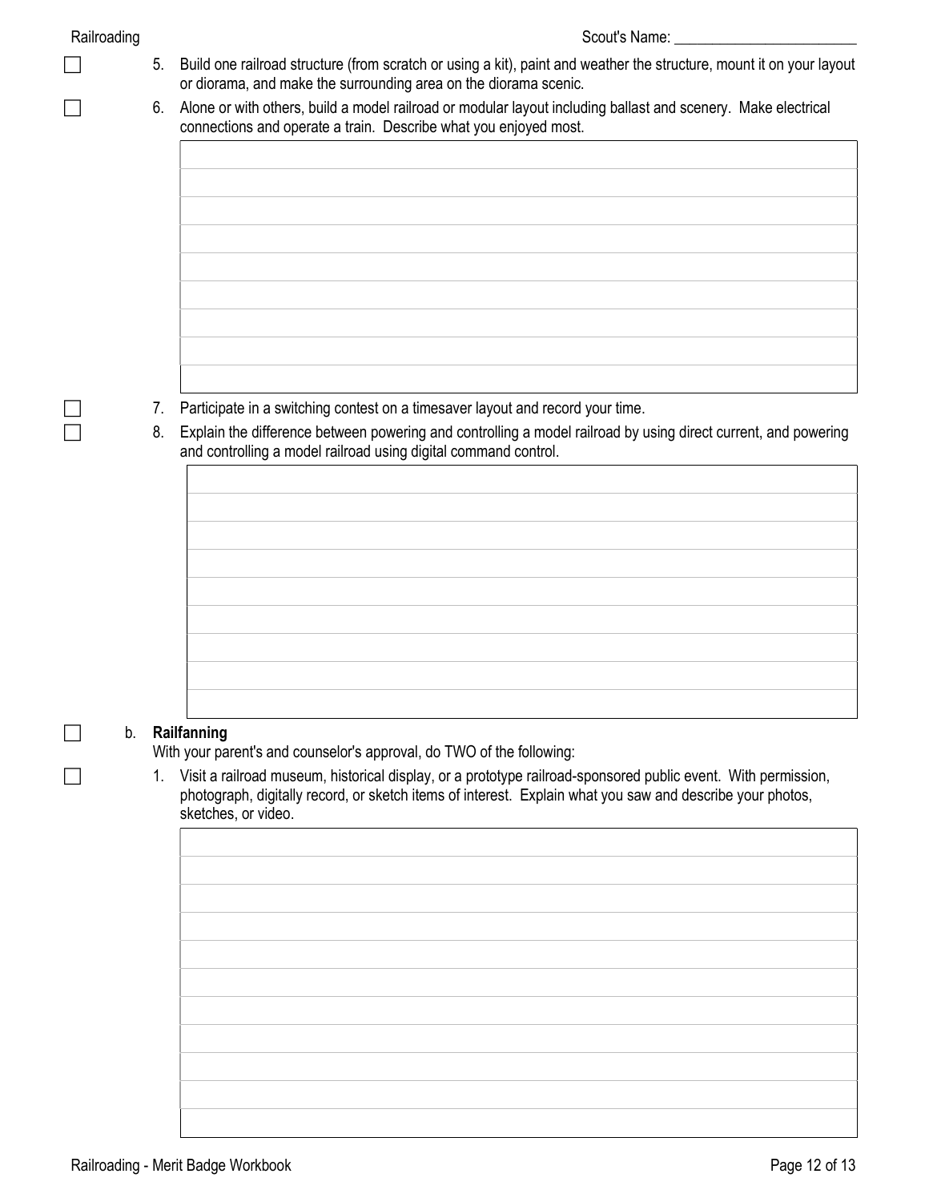Scout's Name: ________________________

- [ ] 5. Build one railroad structure (from scratch or using a kit), paint and weather the structure, mount it on your layout or diorama, and make the surrounding area on the diorama scenic.
- [ ] 6. Alone or with others, build a model railroad or modular layout including ballast and scenery. Make electrical connections and operate a train. Describe what you enjoyed most.

| |
|---|
| |
| |
| |
| |
| |
| |
| |
| |
| |

- [ ] 7. Participate in a switching contest on a timesaver layout and record your time.
- [ ] 8. Explain the difference between powering and controlling a model railroad by using direct current, and powering and controlling a model railroad using digital command control.

| |
|---|
| |
| |
| |
| |
| |
| |
| |
| |
| |

- [ ] b. **Railfanning**

With your parent's and counselor's approval, do TWO of the following:

- [ ] 1. Visit a railroad museum, historical display, or a prototype railroad-sponsored public event. With permission, photograph, digitally record, or sketch items of interest. Explain what you saw and describe your photos, sketches, or video.

| |
|---|
| |
| |
| |
| |
| |
| |
| |
| |
| |
| |
| |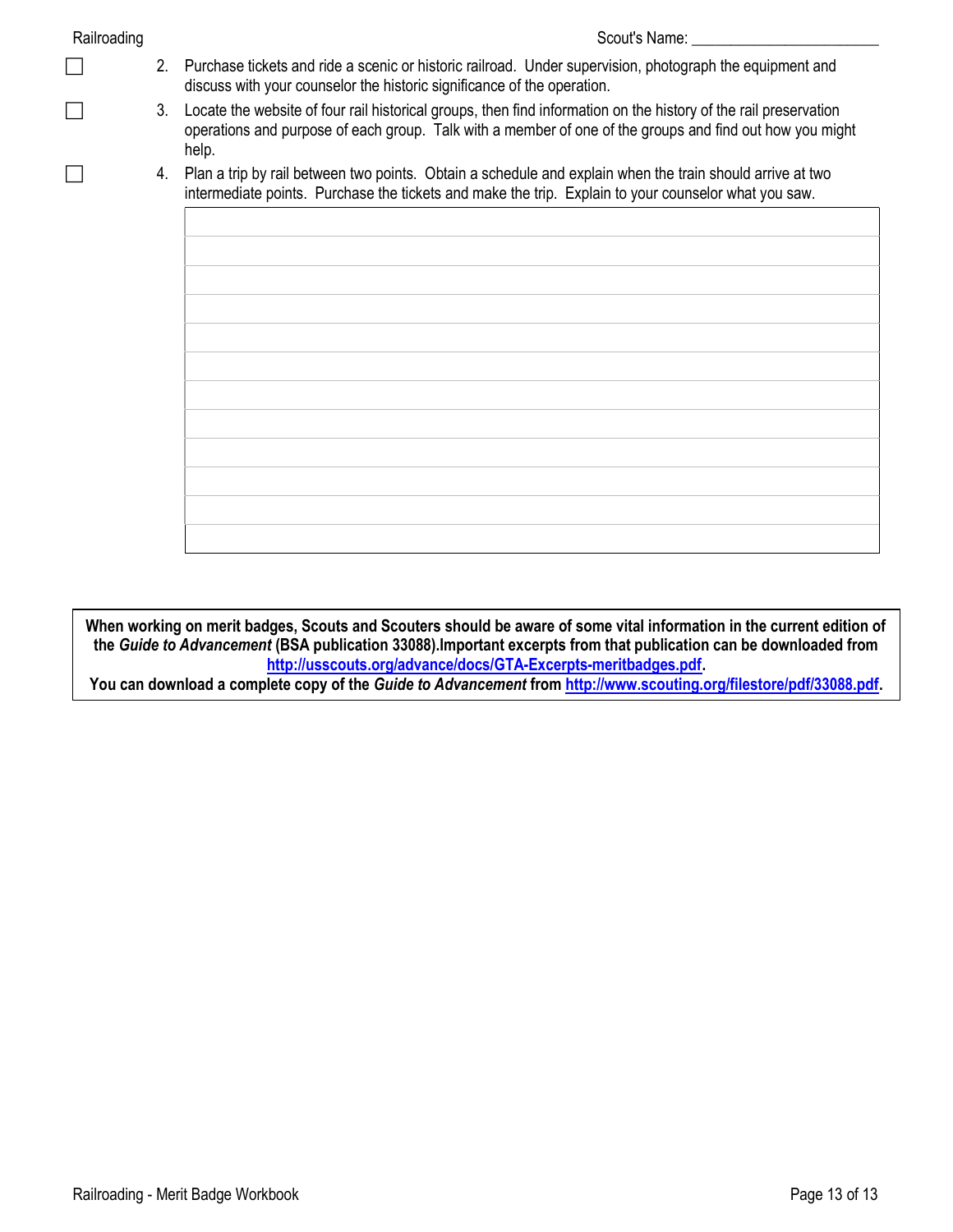Scout's Name: ________________________

☐ 2. Purchase tickets and ride a scenic or historic railroad. Under supervision, photograph the equipment and discuss with your counselor the historic significance of the operation.

☐ 3. Locate the website of four rail historical groups, then find information on the history of the rail preservation operations and purpose of each group. Talk with a member of one of the groups and find out how you might help.

☐ 4. Plan a trip by rail between two points. Obtain a schedule and explain when the train should arrive at two intermediate points. Purchase the tickets and make the trip. Explain to your counselor what you saw.

| |
|---|
| |
| |
| |
| |
| |
| |
| |
| |
| |
| |
| |
| |

**When working on merit badges, Scouts and Scouters should be aware of some vital information in the current edition of the *Guide to Advancement* (BSA publication 33088).Important excerpts from that publication can be downloaded from http://usscouts.org/advance/docs/GTA-Excerpts-meritbadges.pdf.**
**You can download a complete copy of the *Guide to Advancement* from http://www.scouting.org/filestore/pdf/33088.pdf.**